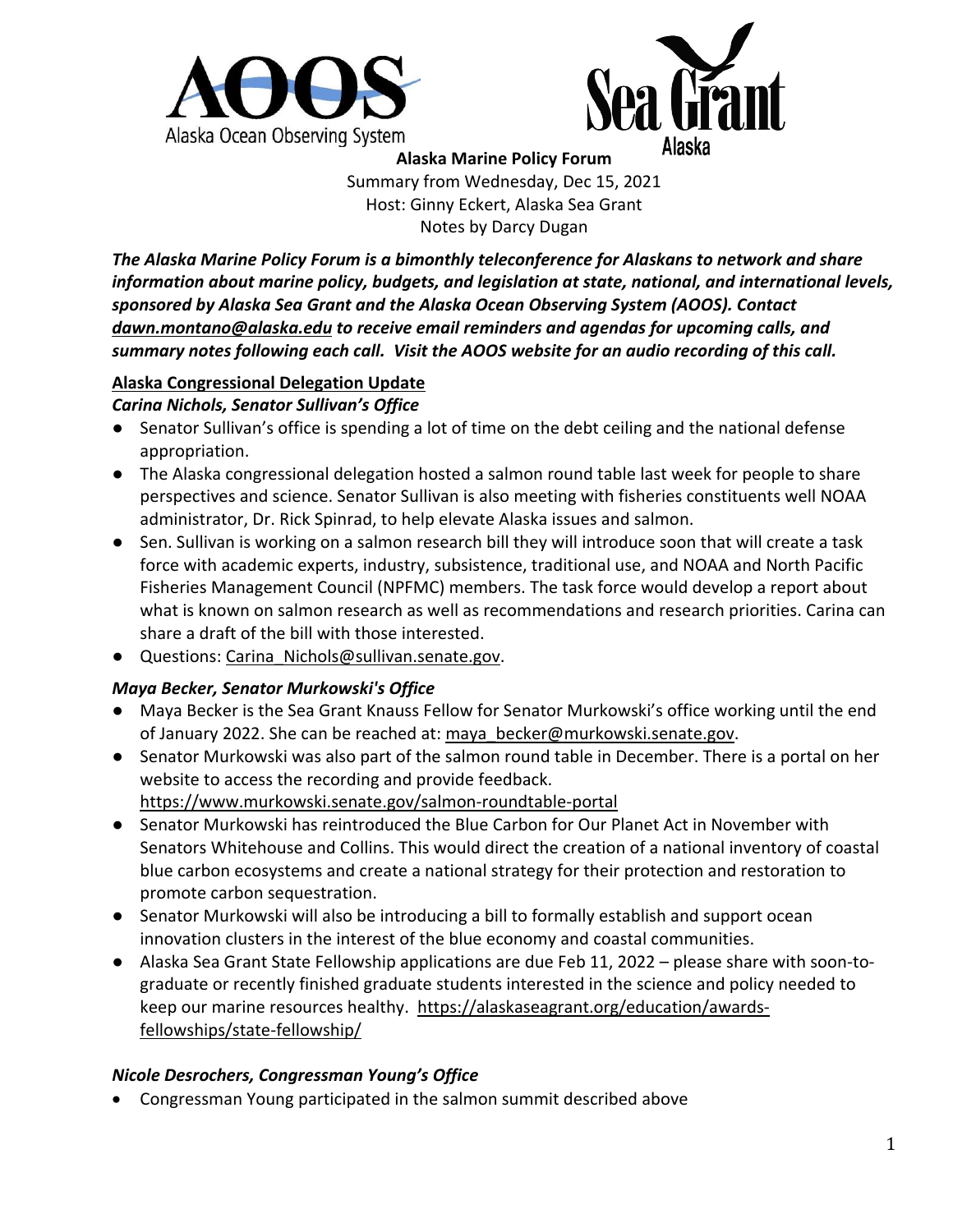Alaska Ocean Observing System

# Alaska Marine Policy Forum

Summary from Wednesday, Dec 15, 2021
Host: Ginny Eckert, Alaska Sea Grant
Notes by Darcy Dugan

***The Alaska Marine Policy Forum is a bimonthly teleconference for Alaskans to network and share information about marine policy, budgets, and legislation at state, national, and international levels, sponsored by Alaska Sea Grant and the Alaska Ocean Observing System (AOOS). Contact dawn.montano@alaska.edu to receive email reminders and agendas for upcoming calls, and summary notes following each call. Visit the AOOS website for an audio recording of this call.***

## Alaska Congressional Delegation Update

### *Carina Nichols, Senator Sullivan's Office*

- Senator Sullivan's office is spending a lot of time on the debt ceiling and the national defense appropriation.
- The Alaska congressional delegation hosted a salmon round table last week for people to share perspectives and science. Senator Sullivan is also meeting with fisheries constituents well NOAA administrator, Dr. Rick Spinrad, to help elevate Alaska issues and salmon.
- Sen. Sullivan is working on a salmon research bill they will introduce soon that will create a task force with academic experts, industry, subsistence, traditional use, and NOAA and North Pacific Fisheries Management Council (NPFMC) members. The task force would develop a report about what is known on salmon research as well as recommendations and research priorities. Carina can share a draft of the bill with those interested.
- Questions: Carina_Nichols@sullivan.senate.gov.

### *Maya Becker, Senator Murkowski's Office*

- Maya Becker is the Sea Grant Knauss Fellow for Senator Murkowski's office working until the end of January 2022. She can be reached at: maya_becker@murkowski.senate.gov.
- Senator Murkowski was also part of the salmon round table in December. There is a portal on her website to access the recording and provide feedback. https://www.murkowski.senate.gov/salmon-roundtable-portal
- Senator Murkowski has reintroduced the Blue Carbon for Our Planet Act in November with Senators Whitehouse and Collins. This would direct the creation of a national inventory of coastal blue carbon ecosystems and create a national strategy for their protection and restoration to promote carbon sequestration.
- Senator Murkowski will also be introducing a bill to formally establish and support ocean innovation clusters in the interest of the blue economy and coastal communities.
- Alaska Sea Grant State Fellowship applications are due Feb 11, 2022 – please share with soon-to-graduate or recently finished graduate students interested in the science and policy needed to keep our marine resources healthy. https://alaskaseagrant.org/education/awards-fellowships/state-fellowship/

### *Nicole Desrochers, Congressman Young's Office*

- Congressman Young participated in the salmon summit described above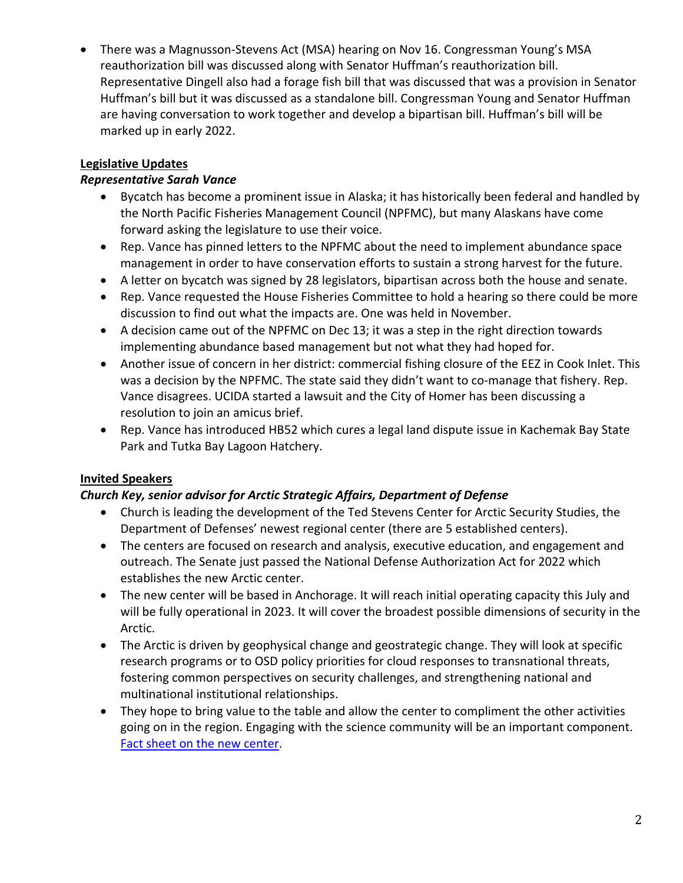- There was a Magnusson-Stevens Act (MSA) hearing on Nov 16. Congressman Young's MSA reauthorization bill was discussed along with Senator Huffman's reauthorization bill. Representative Dingell also had a forage fish bill that was discussed that was a provision in Senator Huffman's bill but it was discussed as a standalone bill. Congressman Young and Senator Huffman are having conversation to work together and develop a bipartisan bill. Huffman's bill will be marked up in early 2022.

**Legislative Updates**

***Representative Sarah Vance***

- Bycatch has become a prominent issue in Alaska; it has historically been federal and handled by the North Pacific Fisheries Management Council (NPFMC), but many Alaskans have come forward asking the legislature to use their voice.
- Rep. Vance has pinned letters to the NPFMC about the need to implement abundance space management in order to have conservation efforts to sustain a strong harvest for the future.
- A letter on bycatch was signed by 28 legislators, bipartisan across both the house and senate.
- Rep. Vance requested the House Fisheries Committee to hold a hearing so there could be more discussion to find out what the impacts are. One was held in November.
- A decision came out of the NPFMC on Dec 13; it was a step in the right direction towards implementing abundance based management but not what they had hoped for.
- Another issue of concern in her district: commercial fishing closure of the EEZ in Cook Inlet. This was a decision by the NPFMC. The state said they didn't want to co-manage that fishery. Rep. Vance disagrees. UCIDA started a lawsuit and the City of Homer has been discussing a resolution to join an amicus brief.
- Rep. Vance has introduced HB52 which cures a legal land dispute issue in Kachemak Bay State Park and Tutka Bay Lagoon Hatchery.

**Invited Speakers**

***Church Key, senior advisor for Arctic Strategic Affairs, Department of Defense***

- Church is leading the development of the Ted Stevens Center for Arctic Security Studies, the Department of Defenses' newest regional center (there are 5 established centers).
- The centers are focused on research and analysis, executive education, and engagement and outreach. The Senate just passed the National Defense Authorization Act for 2022 which establishes the new Arctic center.
- The new center will be based in Anchorage. It will reach initial operating capacity this July and will be fully operational in 2023. It will cover the broadest possible dimensions of security in the Arctic.
- The Arctic is driven by geophysical change and geostrategic change. They will look at specific research programs or to OSD policy priorities for cloud responses to transnational threats, fostering common perspectives on security challenges, and strengthening national and multinational institutional relationships.
- They hope to bring value to the table and allow the center to compliment the other activities going on in the region. Engaging with the science community will be an important component. [Fact sheet on the new center].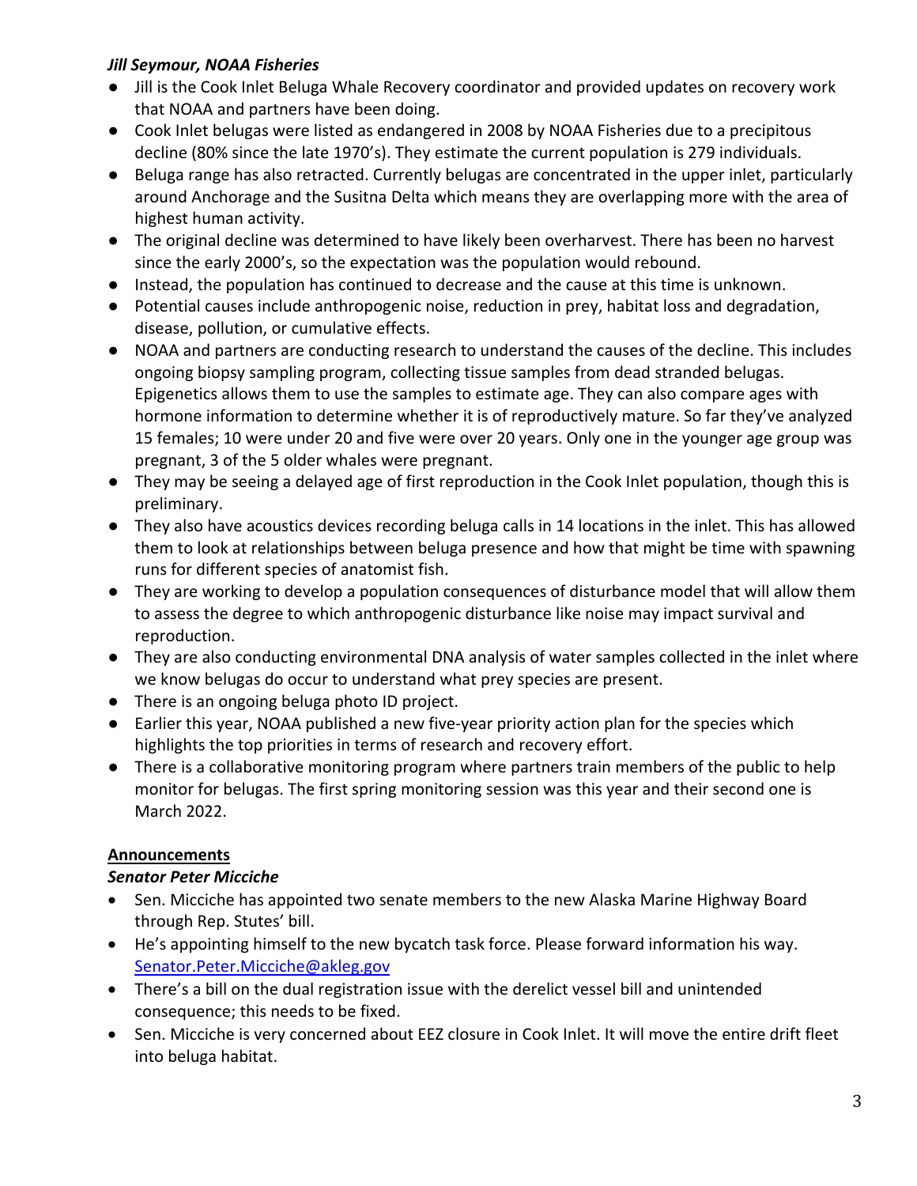***Jill Seymour, NOAA Fisheries***

- Jill is the Cook Inlet Beluga Whale Recovery coordinator and provided updates on recovery work that NOAA and partners have been doing.
- Cook Inlet belugas were listed as endangered in 2008 by NOAA Fisheries due to a precipitous decline (80% since the late 1970's). They estimate the current population is 279 individuals.
- Beluga range has also retracted. Currently belugas are concentrated in the upper inlet, particularly around Anchorage and the Susitna Delta which means they are overlapping more with the area of highest human activity.
- The original decline was determined to have likely been overharvest. There has been no harvest since the early 2000's, so the expectation was the population would rebound.
- Instead, the population has continued to decrease and the cause at this time is unknown.
- Potential causes include anthropogenic noise, reduction in prey, habitat loss and degradation, disease, pollution, or cumulative effects.
- NOAA and partners are conducting research to understand the causes of the decline. This includes ongoing biopsy sampling program, collecting tissue samples from dead stranded belugas. Epigenetics allows them to use the samples to estimate age. They can also compare ages with hormone information to determine whether it is of reproductively mature. So far they've analyzed 15 females; 10 were under 20 and five were over 20 years. Only one in the younger age group was pregnant, 3 of the 5 older whales were pregnant.
- They may be seeing a delayed age of first reproduction in the Cook Inlet population, though this is preliminary.
- They also have acoustics devices recording beluga calls in 14 locations in the inlet. This has allowed them to look at relationships between beluga presence and how that might be time with spawning runs for different species of anatomist fish.
- They are working to develop a population consequences of disturbance model that will allow them to assess the degree to which anthropogenic disturbance like noise may impact survival and reproduction.
- They are also conducting environmental DNA analysis of water samples collected in the inlet where we know belugas do occur to understand what prey species are present.
- There is an ongoing beluga photo ID project.
- Earlier this year, NOAA published a new five-year priority action plan for the species which highlights the top priorities in terms of research and recovery effort.
- There is a collaborative monitoring program where partners train members of the public to help monitor for belugas. The first spring monitoring session was this year and their second one is March 2022.

## Announcements

***Senator Peter Micciche***

- Sen. Micciche has appointed two senate members to the new Alaska Marine Highway Board through Rep. Stutes' bill.
- He's appointing himself to the new bycatch task force. Please forward information his way. Senator.Peter.Micciche@akleg.gov
- There's a bill on the dual registration issue with the derelict vessel bill and unintended consequence; this needs to be fixed.
- Sen. Micciche is very concerned about EEZ closure in Cook Inlet. It will move the entire drift fleet into beluga habitat.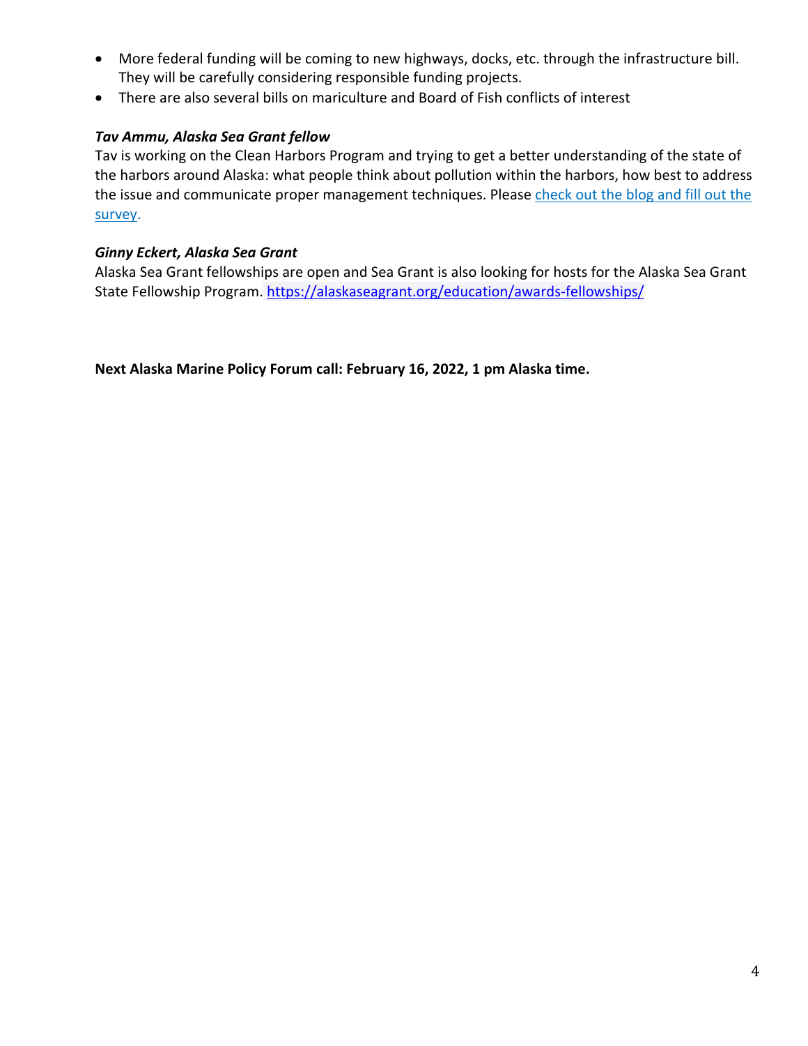- More federal funding will be coming to new highways, docks, etc. through the infrastructure bill. They will be carefully considering responsible funding projects.
- There are also several bills on mariculture and Board of Fish conflicts of interest

***Tav Ammu, Alaska Sea Grant fellow***

Tav is working on the Clean Harbors Program and trying to get a better understanding of the state of the harbors around Alaska: what people think about pollution within the harbors, how best to address the issue and communicate proper management techniques. Please check out the blog and fill out the survey.

***Ginny Eckert, Alaska Sea Grant***

Alaska Sea Grant fellowships are open and Sea Grant is also looking for hosts for the Alaska Sea Grant State Fellowship Program. https://alaskaseagrant.org/education/awards-fellowships/

**Next Alaska Marine Policy Forum call: February 16, 2022, 1 pm Alaska time.**